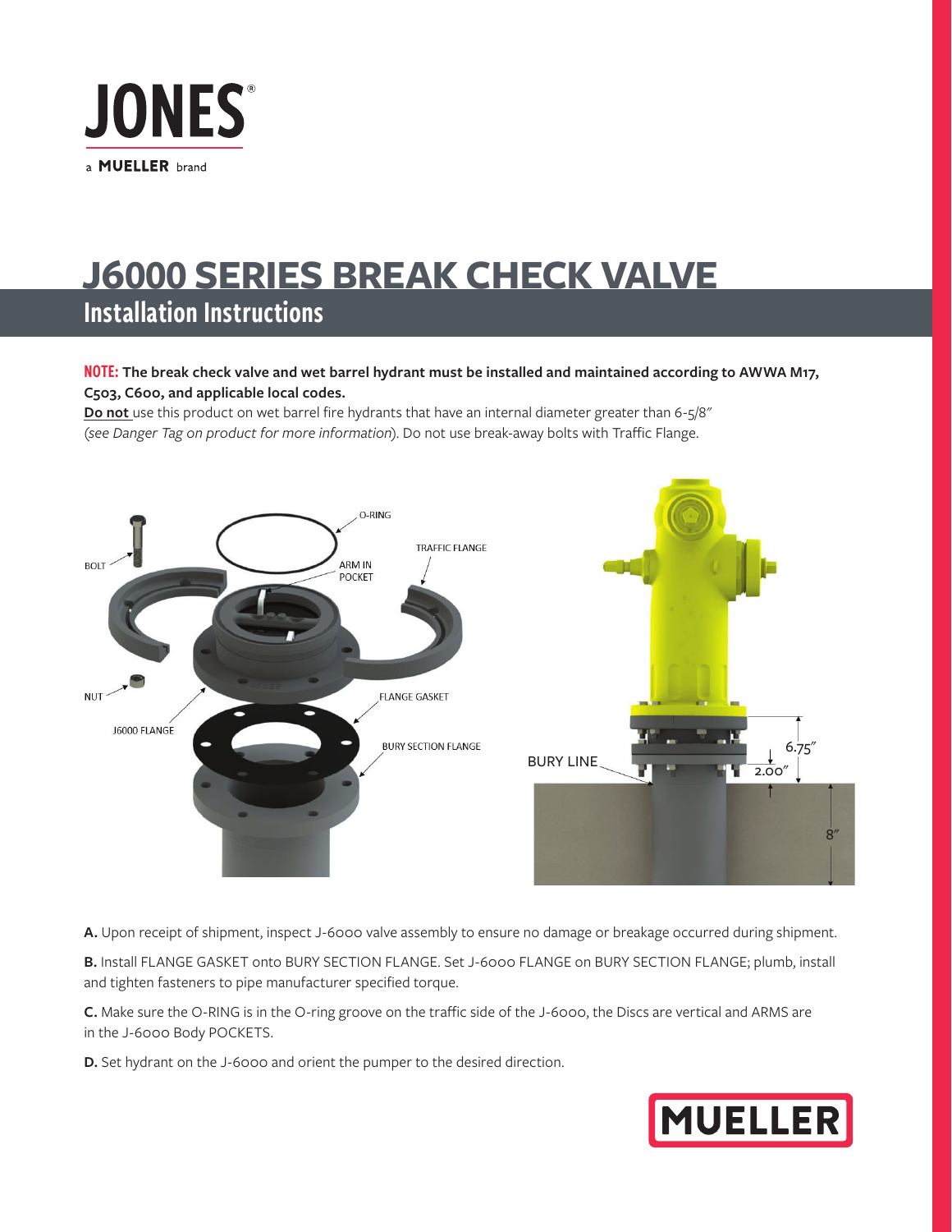JONES®

a MUELLER brand

# J6000 SERIES BREAK CHECK VALVE

## Installation Instructions

**NOTE: The break check valve and wet barrel hydrant must be installed and maintained according to AWWA M17, C503, C600, and applicable local codes.**

**Do not** use this product on wet barrel fire hydrants that have an internal diameter greater than 6-5/8″ (*see Danger Tag on product for more information*). Do not use break-away bolts with Traffic Flange.

BOLT

O-RING

ARM IN POCKET

TRAFFIC FLANGE

NUT

J6000 FLANGE

FLANGE GASKET

BURY SECTION FLANGE

BURY LINE

6.75″

2.00″

8″

**A.** Upon receipt of shipment, inspect J-6000 valve assembly to ensure no damage or breakage occurred during shipment.

**B.** Install FLANGE GASKET onto BURY SECTION FLANGE. Set J-6000 FLANGE on BURY SECTION FLANGE; plumb, install and tighten fasteners to pipe manufacturer specified torque.

**C.** Make sure the O-RING is in the O-ring groove on the traffic side of the J-6000, the Discs are vertical and ARMS are in the J-6000 Body POCKETS.

**D.** Set hydrant on the J-6000 and orient the pumper to the desired direction.

MUELLER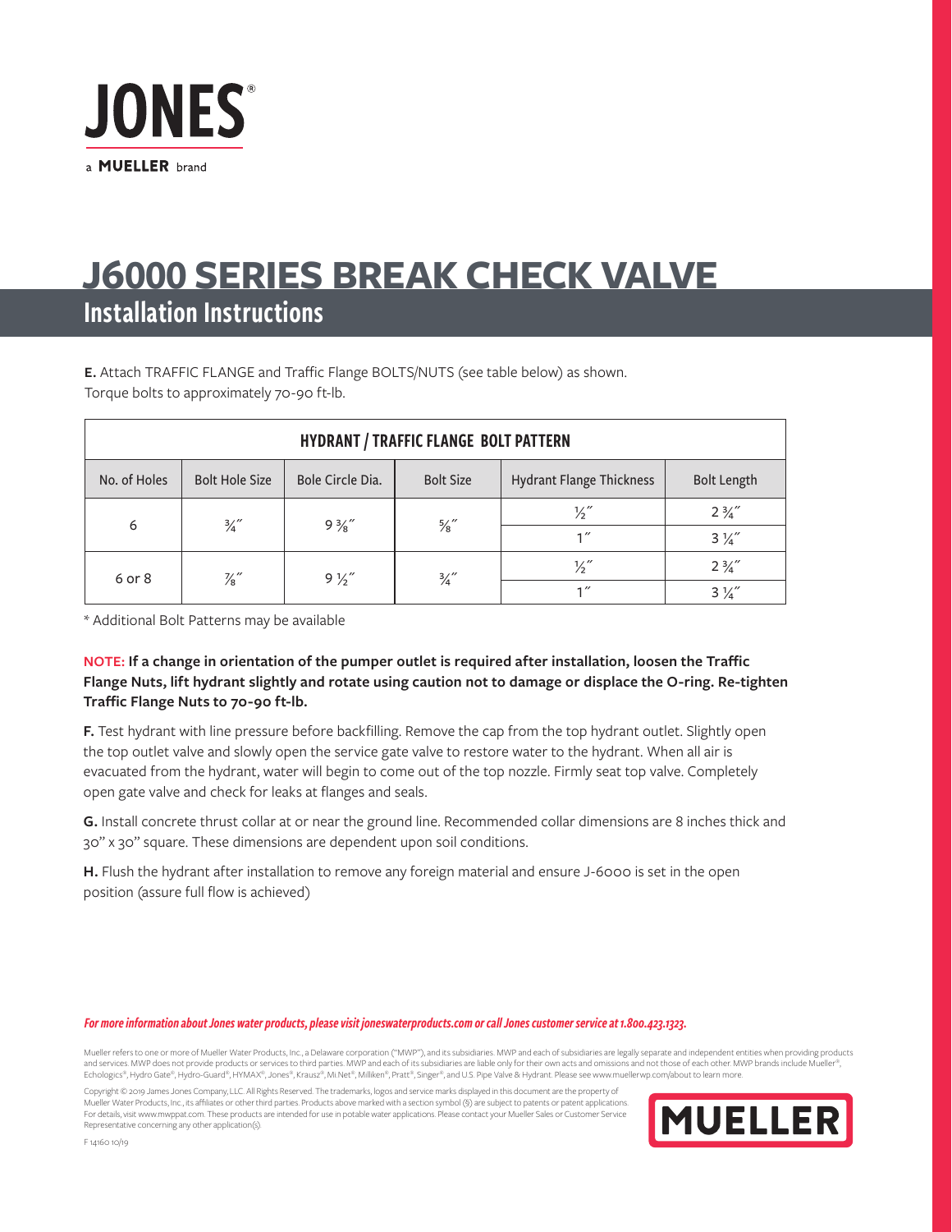# J6000 SERIES BREAK CHECK VALVE

## Installation Instructions

**E.** Attach TRAFFIC FLANGE and Traffic Flange BOLTS/NUTS (see table below) as shown. Torque bolts to approximately 70-90 ft-lb.

| HYDRANT / TRAFFIC FLANGE BOLT PATTERN | | | | | |
|---|---|---|---|---|---|
| No. of Holes | Bolt Hole Size | Bole Circle Dia. | Bolt Size | Hydrant Flange Thickness | Bolt Length |
| 6 | ¾″ | 9 ⅜″ | ⅝″ | ½″ | 2 ¾″ |
| | | | | 1″ | 3 ¼″ |
| 6 or 8 | ⅞″ | 9 ½″ | ¾″ | ½″ | 2 ¾″ |
| | | | | 1″ | 3 ¼″ |

* Additional Bolt Patterns may be available

**NOTE: If a change in orientation of the pumper outlet is required after installation, loosen the Traffic Flange Nuts, lift hydrant slightly and rotate using caution not to damage or displace the O-ring. Re-tighten Traffic Flange Nuts to 70-90 ft-lb.**

**F.** Test hydrant with line pressure before backfilling. Remove the cap from the top hydrant outlet. Slightly open the top outlet valve and slowly open the service gate valve to restore water to the hydrant. When all air is evacuated from the hydrant, water will begin to come out of the top nozzle. Firmly seat top valve. Completely open gate valve and check for leaks at flanges and seals.

**G.** Install concrete thrust collar at or near the ground line. Recommended collar dimensions are 8 inches thick and 30" x 30" square. These dimensions are dependent upon soil conditions.

**H.** Flush the hydrant after installation to remove any foreign material and ensure J-6000 is set in the open position (assure full flow is achieved)

*For more information about Jones water products, please visit joneswaterproducts.com or call Jones customer service at 1.800.423.1323.*

Mueller refers to one or more of Mueller Water Products, Inc., a Delaware corporation ("MWP"), and its subsidiaries. MWP and each of subsidiaries are legally separate and independent entities when providing products and services. MWP does not provide products or services to third parties. MWP and each of its subsidiaries are liable only for their own acts and omissions and not those of each other. MWP brands include Mueller®, Echologics®, Hydro Gate®, Hydro-Guard®, HYMAX®, Jones®, Krausz®, Mi.Net®, Milliken®, Pratt®, Singer®, and U.S. Pipe Valve & Hydrant. Please see www.muellerwp.com/about to learn more.

Copyright © 2019 James Jones Company, LLC. All Rights Reserved. The trademarks, logos and service marks displayed in this document are the property of Mueller Water Products, Inc., its affiliates or other third parties. Products above marked with a section symbol (§) are subject to patents or patent applications. For details, visit www.mwppat.com. These products are intended for use in potable water applications. Please contact your Mueller Sales or Customer Service Representative concerning any other application(s).

F 14160 10/19